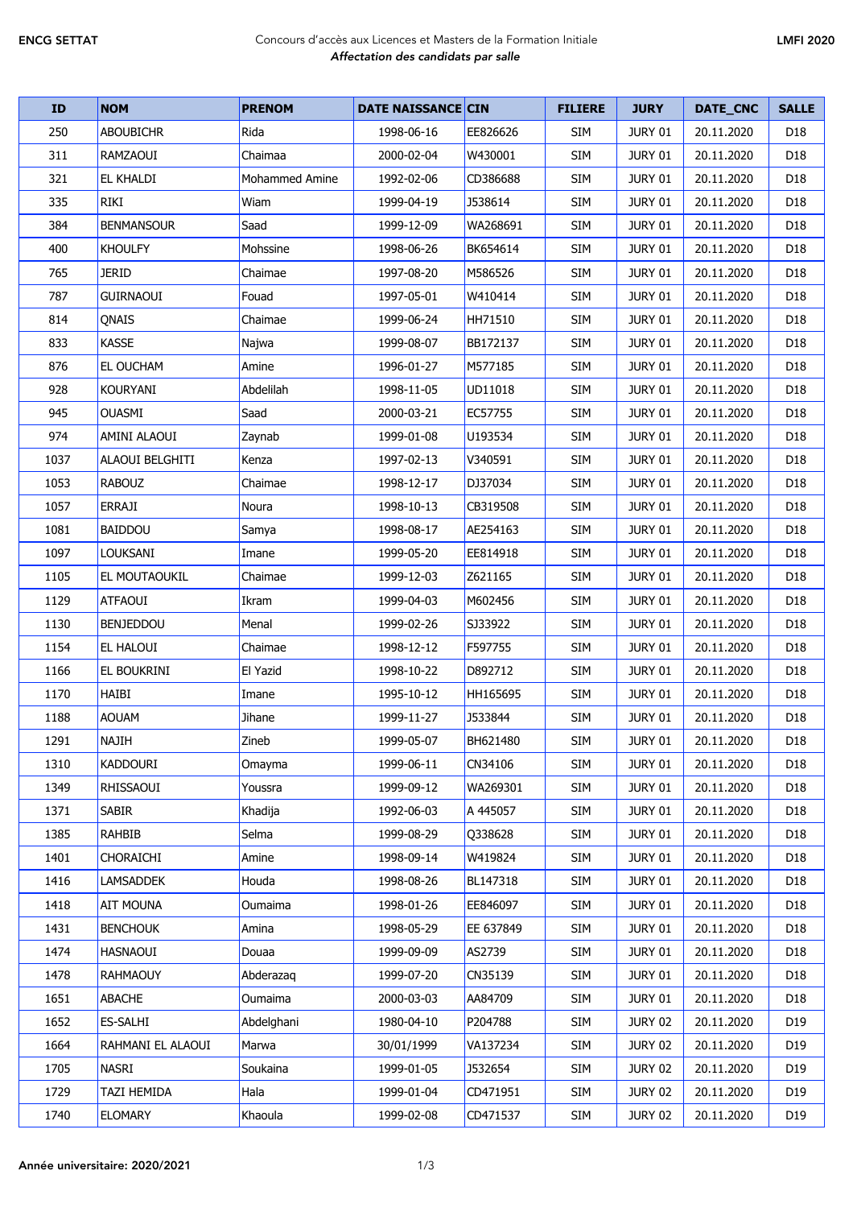**ENCG SETTAT** Concours d'accès aux Licences et Masters de la Formation Initiale **LMFI 2020**

*Affectation des candidats par salle*

| ID | NOM | PRENOM | DATE NAISSANCE | CIN | FILIERE | JURY | DATE_CNC | SALLE |
|---|---|---|---|---|---|---|---|---|
| 250 | ABOUBICHR | Rida | 1998-06-16 | EE826626 | SIM | JURY 01 | 20.11.2020 | D18 |
| 311 | RAMZAOUI | Chaimaa | 2000-02-04 | W430001 | SIM | JURY 01 | 20.11.2020 | D18 |
| 321 | EL KHALDI | Mohammed Amine | 1992-02-06 | CD386688 | SIM | JURY 01 | 20.11.2020 | D18 |
| 335 | RIKI | Wiam | 1999-04-19 | J538614 | SIM | JURY 01 | 20.11.2020 | D18 |
| 384 | BENMANSOUR | Saad | 1999-12-09 | WA268691 | SIM | JURY 01 | 20.11.2020 | D18 |
| 400 | KHOULFY | Mohssine | 1998-06-26 | BK654614 | SIM | JURY 01 | 20.11.2020 | D18 |
| 765 | JERID | Chaimae | 1997-08-20 | M586526 | SIM | JURY 01 | 20.11.2020 | D18 |
| 787 | GUIRNAOUI | Fouad | 1997-05-01 | W410414 | SIM | JURY 01 | 20.11.2020 | D18 |
| 814 | QNAIS | Chaimae | 1999-06-24 | HH71510 | SIM | JURY 01 | 20.11.2020 | D18 |
| 833 | KASSE | Najwa | 1999-08-07 | BB172137 | SIM | JURY 01 | 20.11.2020 | D18 |
| 876 | EL OUCHAM | Amine | 1996-01-27 | M577185 | SIM | JURY 01 | 20.11.2020 | D18 |
| 928 | KOURYANI | Abdelilah | 1998-11-05 | UD11018 | SIM | JURY 01 | 20.11.2020 | D18 |
| 945 | OUASMI | Saad | 2000-03-21 | EC57755 | SIM | JURY 01 | 20.11.2020 | D18 |
| 974 | AMINI ALAOUI | Zaynab | 1999-01-08 | U193534 | SIM | JURY 01 | 20.11.2020 | D18 |
| 1037 | ALAOUI BELGHITI | Kenza | 1997-02-13 | V340591 | SIM | JURY 01 | 20.11.2020 | D18 |
| 1053 | RABOUZ | Chaimae | 1998-12-17 | DJ37034 | SIM | JURY 01 | 20.11.2020 | D18 |
| 1057 | ERRAJI | Noura | 1998-10-13 | CB319508 | SIM | JURY 01 | 20.11.2020 | D18 |
| 1081 | BAIDDOU | Samya | 1998-08-17 | AE254163 | SIM | JURY 01 | 20.11.2020 | D18 |
| 1097 | LOUKSANI | Imane | 1999-05-20 | EE814918 | SIM | JURY 01 | 20.11.2020 | D18 |
| 1105 | EL MOUTAOUKIL | Chaimae | 1999-12-03 | Z621165 | SIM | JURY 01 | 20.11.2020 | D18 |
| 1129 | ATFAOUI | Ikram | 1999-04-03 | M602456 | SIM | JURY 01 | 20.11.2020 | D18 |
| 1130 | BENJEDDOU | Menal | 1999-02-26 | SJ33922 | SIM | JURY 01 | 20.11.2020 | D18 |
| 1154 | EL HALOUI | Chaimae | 1998-12-12 | F597755 | SIM | JURY 01 | 20.11.2020 | D18 |
| 1166 | EL BOUKRINI | El Yazid | 1998-10-22 | D892712 | SIM | JURY 01 | 20.11.2020 | D18 |
| 1170 | HAIBI | Imane | 1995-10-12 | HH165695 | SIM | JURY 01 | 20.11.2020 | D18 |
| 1188 | AOUAM | Jihane | 1999-11-27 | J533844 | SIM | JURY 01 | 20.11.2020 | D18 |
| 1291 | NAJIH | Zineb | 1999-05-07 | BH621480 | SIM | JURY 01 | 20.11.2020 | D18 |
| 1310 | KADDOURI | Omayma | 1999-06-11 | CN34106 | SIM | JURY 01 | 20.11.2020 | D18 |
| 1349 | RHISSAOUI | Youssra | 1999-09-12 | WA269301 | SIM | JURY 01 | 20.11.2020 | D18 |
| 1371 | SABIR | Khadija | 1992-06-03 | A 445057 | SIM | JURY 01 | 20.11.2020 | D18 |
| 1385 | RAHBIB | Selma | 1999-08-29 | Q338628 | SIM | JURY 01 | 20.11.2020 | D18 |
| 1401 | CHORAICHI | Amine | 1998-09-14 | W419824 | SIM | JURY 01 | 20.11.2020 | D18 |
| 1416 | LAMSADDEK | Houda | 1998-08-26 | BL147318 | SIM | JURY 01 | 20.11.2020 | D18 |
| 1418 | AIT MOUNA | Oumaima | 1998-01-26 | EE846097 | SIM | JURY 01 | 20.11.2020 | D18 |
| 1431 | BENCHOUK | Amina | 1998-05-29 | EE 637849 | SIM | JURY 01 | 20.11.2020 | D18 |
| 1474 | HASNAOUI | Douaa | 1999-09-09 | AS2739 | SIM | JURY 01 | 20.11.2020 | D18 |
| 1478 | RAHMAOUY | Abderazaq | 1999-07-20 | CN35139 | SIM | JURY 01 | 20.11.2020 | D18 |
| 1651 | ABACHE | Oumaima | 2000-03-03 | AA84709 | SIM | JURY 01 | 20.11.2020 | D18 |
| 1652 | ES-SALHI | Abdelghani | 1980-04-10 | P204788 | SIM | JURY 02 | 20.11.2020 | D19 |
| 1664 | RAHMANI EL ALAOUI | Marwa | 30/01/1999 | VA137234 | SIM | JURY 02 | 20.11.2020 | D19 |
| 1705 | NASRI | Soukaina | 1999-01-05 | J532654 | SIM | JURY 02 | 20.11.2020 | D19 |
| 1729 | TAZI HEMIDA | Hala | 1999-01-04 | CD471951 | SIM | JURY 02 | 20.11.2020 | D19 |
| 1740 | ELOMARY | Khaoula | 1999-02-08 | CD471537 | SIM | JURY 02 | 20.11.2020 | D19 |

**Année universitaire: 2020/2021**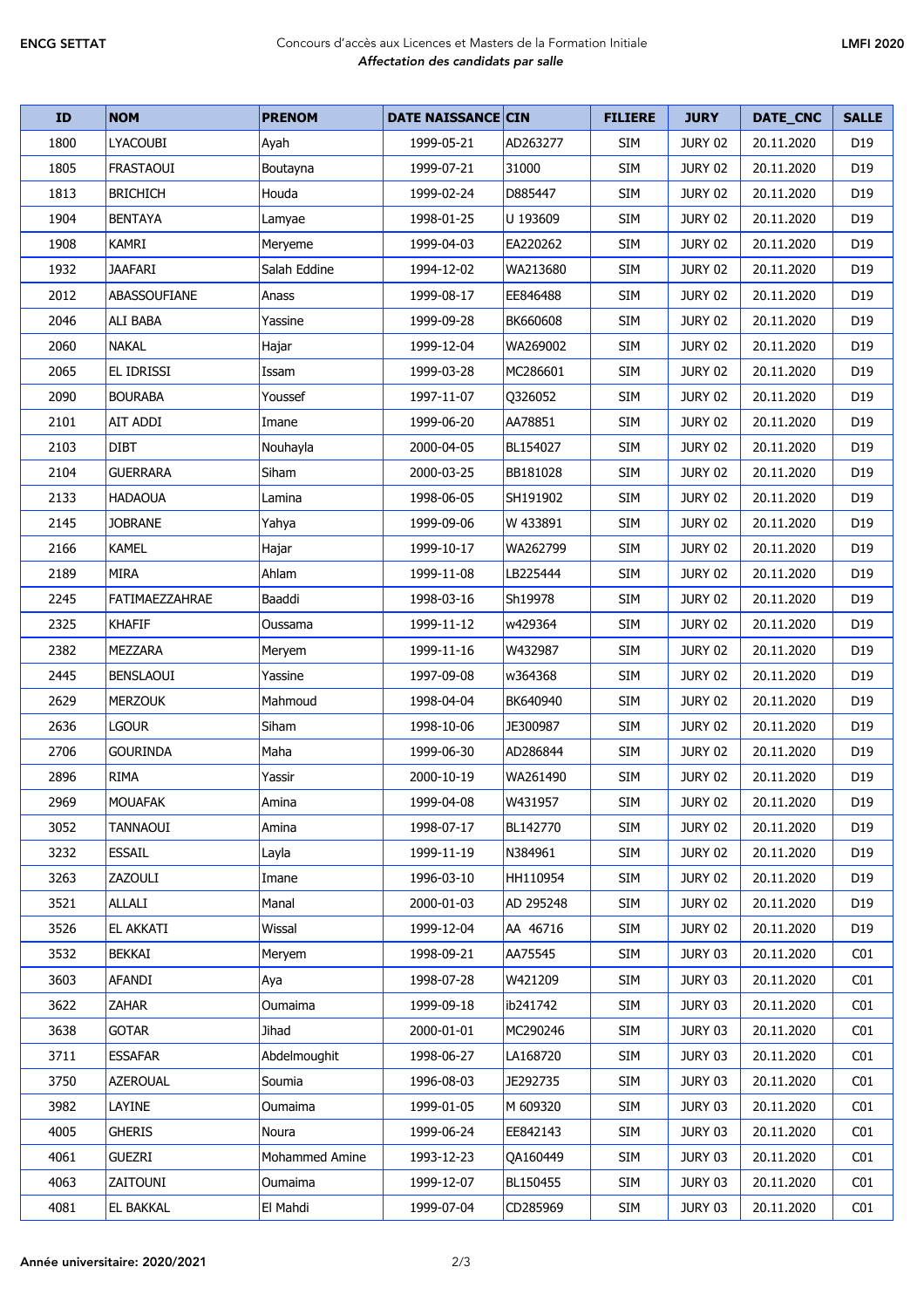| ID | NOM | PRENOM | DATE NAISSANCE | CIN | FILIERE | JURY | DATE_CNC | SALLE |
|---|---|---|---|---|---|---|---|---|
| 1800 | LYACOUBI | Ayah | 1999-05-21 | AD263277 | SIM | JURY 02 | 20.11.2020 | D19 |
| 1805 | FRASTAOUI | Boutayna | 1999-07-21 | 31000 | SIM | JURY 02 | 20.11.2020 | D19 |
| 1813 | BRICHICH | Houda | 1999-02-24 | D885447 | SIM | JURY 02 | 20.11.2020 | D19 |
| 1904 | BENTAYA | Lamyae | 1998-01-25 | U 193609 | SIM | JURY 02 | 20.11.2020 | D19 |
| 1908 | KAMRI | Meryeme | 1999-04-03 | EA220262 | SIM | JURY 02 | 20.11.2020 | D19 |
| 1932 | JAAFARI | Salah Eddine | 1994-12-02 | WA213680 | SIM | JURY 02 | 20.11.2020 | D19 |
| 2012 | ABASSOUFIANE | Anass | 1999-08-17 | EE846488 | SIM | JURY 02 | 20.11.2020 | D19 |
| 2046 | ALI BABA | Yassine | 1999-09-28 | BK660608 | SIM | JURY 02 | 20.11.2020 | D19 |
| 2060 | NAKAL | Hajar | 1999-12-04 | WA269002 | SIM | JURY 02 | 20.11.2020 | D19 |
| 2065 | EL IDRISSI | Issam | 1999-03-28 | MC286601 | SIM | JURY 02 | 20.11.2020 | D19 |
| 2090 | BOURABA | Youssef | 1997-11-07 | Q326052 | SIM | JURY 02 | 20.11.2020 | D19 |
| 2101 | AIT ADDI | Imane | 1999-06-20 | AA78851 | SIM | JURY 02 | 20.11.2020 | D19 |
| 2103 | DIBT | Nouhayla | 2000-04-05 | BL154027 | SIM | JURY 02 | 20.11.2020 | D19 |
| 2104 | GUERRARA | Siham | 2000-03-25 | BB181028 | SIM | JURY 02 | 20.11.2020 | D19 |
| 2133 | HADAOUA | Lamina | 1998-06-05 | SH191902 | SIM | JURY 02 | 20.11.2020 | D19 |
| 2145 | JOBRANE | Yahya | 1999-09-06 | W 433891 | SIM | JURY 02 | 20.11.2020 | D19 |
| 2166 | KAMEL | Hajar | 1999-10-17 | WA262799 | SIM | JURY 02 | 20.11.2020 | D19 |
| 2189 | MIRA | Ahlam | 1999-11-08 | LB225444 | SIM | JURY 02 | 20.11.2020 | D19 |
| 2245 | FATIMAEZZAHRAE | Baaddi | 1998-03-16 | Sh19978 | SIM | JURY 02 | 20.11.2020 | D19 |
| 2325 | KHAFIF | Oussama | 1999-11-12 | w429364 | SIM | JURY 02 | 20.11.2020 | D19 |
| 2382 | MEZZARA | Meryem | 1999-11-16 | W432987 | SIM | JURY 02 | 20.11.2020 | D19 |
| 2445 | BENSLAOUI | Yassine | 1997-09-08 | w364368 | SIM | JURY 02 | 20.11.2020 | D19 |
| 2629 | MERZOUK | Mahmoud | 1998-04-04 | BK640940 | SIM | JURY 02 | 20.11.2020 | D19 |
| 2636 | LGOUR | Siham | 1998-10-06 | JE300987 | SIM | JURY 02 | 20.11.2020 | D19 |
| 2706 | GOURINDA | Maha | 1999-06-30 | AD286844 | SIM | JURY 02 | 20.11.2020 | D19 |
| 2896 | RIMA | Yassir | 2000-10-19 | WA261490 | SIM | JURY 02 | 20.11.2020 | D19 |
| 2969 | MOUAFAK | Amina | 1999-04-08 | W431957 | SIM | JURY 02 | 20.11.2020 | D19 |
| 3052 | TANNAOUI | Amina | 1998-07-17 | BL142770 | SIM | JURY 02 | 20.11.2020 | D19 |
| 3232 | ESSAIL | Layla | 1999-11-19 | N384961 | SIM | JURY 02 | 20.11.2020 | D19 |
| 3263 | ZAZOULI | Imane | 1996-03-10 | HH110954 | SIM | JURY 02 | 20.11.2020 | D19 |
| 3521 | ALLALI | Manal | 2000-01-03 | AD 295248 | SIM | JURY 02 | 20.11.2020 | D19 |
| 3526 | EL AKKATI | Wissal | 1999-12-04 | AA 46716 | SIM | JURY 02 | 20.11.2020 | D19 |
| 3532 | BEKKAI | Meryem | 1998-09-21 | AA75545 | SIM | JURY 03 | 20.11.2020 | C01 |
| 3603 | AFANDI | Aya | 1998-07-28 | W421209 | SIM | JURY 03 | 20.11.2020 | C01 |
| 3622 | ZAHAR | Oumaima | 1999-09-18 | ib241742 | SIM | JURY 03 | 20.11.2020 | C01 |
| 3638 | GOTAR | Jihad | 2000-01-01 | MC290246 | SIM | JURY 03 | 20.11.2020 | C01 |
| 3711 | ESSAFAR | Abdelmoughit | 1998-06-27 | LA168720 | SIM | JURY 03 | 20.11.2020 | C01 |
| 3750 | AZEROUAL | Soumia | 1996-08-03 | JE292735 | SIM | JURY 03 | 20.11.2020 | C01 |
| 3982 | LAYINE | Oumaima | 1999-01-05 | M 609320 | SIM | JURY 03 | 20.11.2020 | C01 |
| 4005 | GHERIS | Noura | 1999-06-24 | EE842143 | SIM | JURY 03 | 20.11.2020 | C01 |
| 4061 | GUEZRI | Mohammed Amine | 1993-12-23 | QA160449 | SIM | JURY 03 | 20.11.2020 | C01 |
| 4063 | ZAITOUNI | Oumaima | 1999-12-07 | BL150455 | SIM | JURY 03 | 20.11.2020 | C01 |
| 4081 | EL BAKKAL | El Mahdi | 1999-07-04 | CD285969 | SIM | JURY 03 | 20.11.2020 | C01 |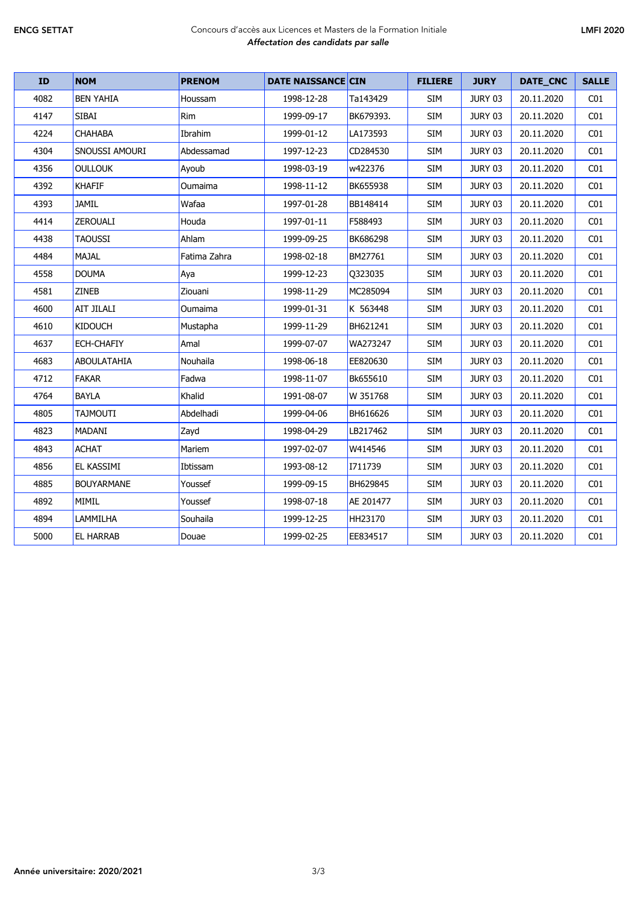| ID | NOM | PRENOM | DATE NAISSANCE | CIN | FILIERE | JURY | DATE_CNC | SALLE |
|---|---|---|---|---|---|---|---|---|
| 4082 | BEN YAHIA | Houssam | 1998-12-28 | Ta143429 | SIM | JURY 03 | 20.11.2020 | C01 |
| 4147 | SIBAI | Rim | 1999-09-17 | BK679393. | SIM | JURY 03 | 20.11.2020 | C01 |
| 4224 | CHAHABA | Ibrahim | 1999-01-12 | LA173593 | SIM | JURY 03 | 20.11.2020 | C01 |
| 4304 | SNOUSSI AMOURI | Abdessamad | 1997-12-23 | CD284530 | SIM | JURY 03 | 20.11.2020 | C01 |
| 4356 | OULLOUK | Ayoub | 1998-03-19 | w422376 | SIM | JURY 03 | 20.11.2020 | C01 |
| 4392 | KHAFIF | Oumaima | 1998-11-12 | BK655938 | SIM | JURY 03 | 20.11.2020 | C01 |
| 4393 | JAMIL | Wafaa | 1997-01-28 | BB148414 | SIM | JURY 03 | 20.11.2020 | C01 |
| 4414 | ZEROUALI | Houda | 1997-01-11 | F588493 | SIM | JURY 03 | 20.11.2020 | C01 |
| 4438 | TAOUSSI | Ahlam | 1999-09-25 | BK686298 | SIM | JURY 03 | 20.11.2020 | C01 |
| 4484 | MAJAL | Fatima Zahra | 1998-02-18 | BM27761 | SIM | JURY 03 | 20.11.2020 | C01 |
| 4558 | DOUMA | Aya | 1999-12-23 | Q323035 | SIM | JURY 03 | 20.11.2020 | C01 |
| 4581 | ZINEB | Ziouani | 1998-11-29 | MC285094 | SIM | JURY 03 | 20.11.2020 | C01 |
| 4600 | AIT JILALI | Oumaima | 1999-01-31 | K 563448 | SIM | JURY 03 | 20.11.2020 | C01 |
| 4610 | KIDOUCH | Mustapha | 1999-11-29 | BH621241 | SIM | JURY 03 | 20.11.2020 | C01 |
| 4637 | ECH-CHAFIY | Amal | 1999-07-07 | WA273247 | SIM | JURY 03 | 20.11.2020 | C01 |
| 4683 | ABOULATAHIA | Nouhaila | 1998-06-18 | EE820630 | SIM | JURY 03 | 20.11.2020 | C01 |
| 4712 | FAKAR | Fadwa | 1998-11-07 | Bk655610 | SIM | JURY 03 | 20.11.2020 | C01 |
| 4764 | BAYLA | Khalid | 1991-08-07 | W 351768 | SIM | JURY 03 | 20.11.2020 | C01 |
| 4805 | TAJMOUTI | Abdelhadi | 1999-04-06 | BH616626 | SIM | JURY 03 | 20.11.2020 | C01 |
| 4823 | MADANI | Zayd | 1998-04-29 | LB217462 | SIM | JURY 03 | 20.11.2020 | C01 |
| 4843 | ACHAT | Mariem | 1997-02-07 | W414546 | SIM | JURY 03 | 20.11.2020 | C01 |
| 4856 | EL KASSIMI | Ibtissam | 1993-08-12 | I711739 | SIM | JURY 03 | 20.11.2020 | C01 |
| 4885 | BOUYARMANE | Youssef | 1999-09-15 | BH629845 | SIM | JURY 03 | 20.11.2020 | C01 |
| 4892 | MIMIL | Youssef | 1998-07-18 | AE 201477 | SIM | JURY 03 | 20.11.2020 | C01 |
| 4894 | LAMMILHA | Souhaila | 1999-12-25 | HH23170 | SIM | JURY 03 | 20.11.2020 | C01 |
| 5000 | EL HARRAB | Douae | 1999-02-25 | EE834517 | SIM | JURY 03 | 20.11.2020 | C01 |